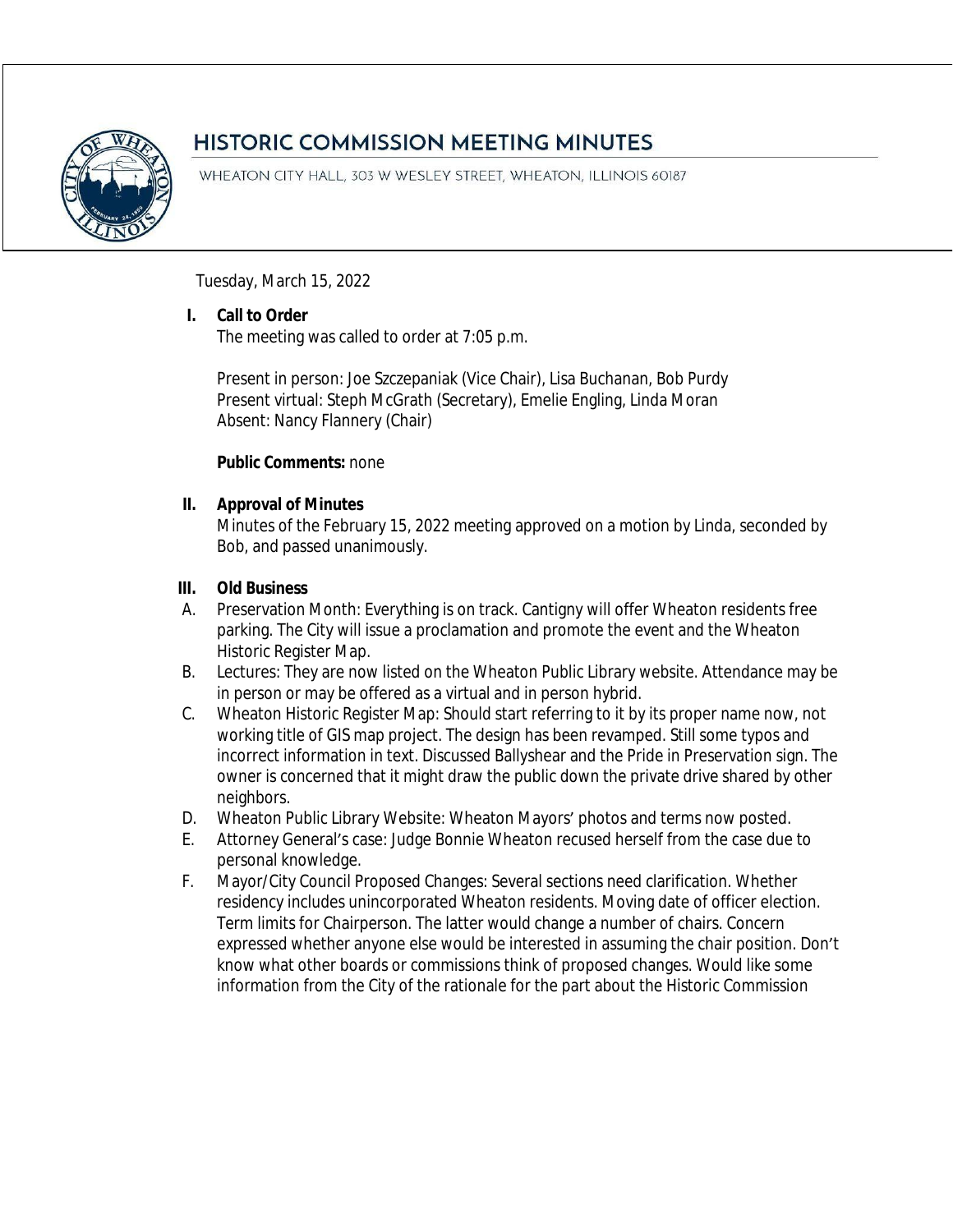# HISTORIC COMMISSION MEETING MINUTES

WHEATON CITY HALL, 303 W WESLEY STREET, WHEATON, ILLINOIS 60187

Tuesday, March 15, 2022

## I. Call to Order

The meeting was called to order at 7:05 p.m.

Present in person: Joe Szczepaniak (Vice Chair), Lisa Buchanan, Bob Purdy
Present virtual: Steph McGrath (Secretary), Emelie Engling, Linda Moran
Absent: Nancy Flannery (Chair)

**Public Comments:** none

## II. Approval of Minutes

Minutes of the February 15, 2022 meeting approved on a motion by Linda, seconded by Bob, and passed unanimously.

## III. Old Business

A. Preservation Month: Everything is on track. Cantigny will offer Wheaton residents free parking. The City will issue a proclamation and promote the event and the Wheaton Historic Register Map.

B. Lectures: They are now listed on the Wheaton Public Library website. Attendance may be in person or may be offered as a virtual and in person hybrid.

C. Wheaton Historic Register Map: Should start referring to it by its proper name now, not working title of GIS map project. The design has been revamped. Still some typos and incorrect information in text. Discussed Ballyshear and the Pride in Preservation sign. The owner is concerned that it might draw the public down the private drive shared by other neighbors.

D. Wheaton Public Library Website: Wheaton Mayors' photos and terms now posted.

E. Attorney General's case: Judge Bonnie Wheaton recused herself from the case due to personal knowledge.

F. Mayor/City Council Proposed Changes: Several sections need clarification. Whether residency includes unincorporated Wheaton residents. Moving date of officer election. Term limits for Chairperson. The latter would change a number of chairs. Concern expressed whether anyone else would be interested in assuming the chair position. Don't know what other boards or commissions think of proposed changes. Would like some information from the City of the rationale for the part about the Historic Commission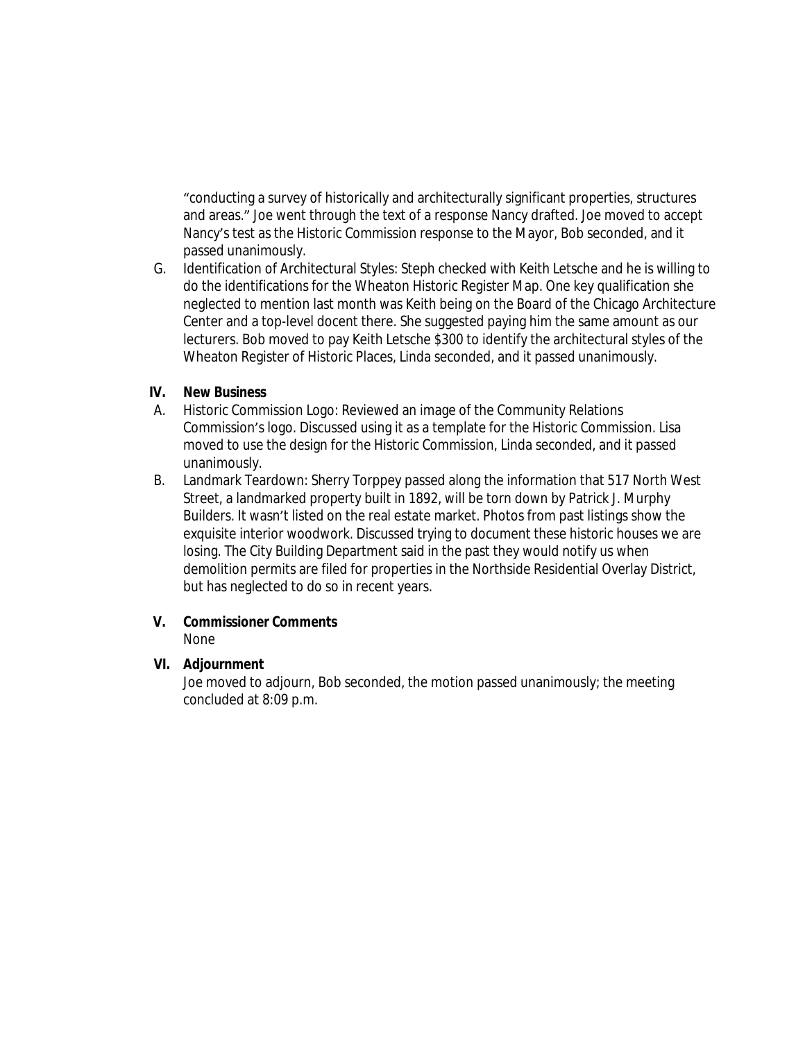"conducting a survey of historically and architecturally significant properties, structures and areas." Joe went through the text of a response Nancy drafted. Joe moved to accept Nancy's test as the Historic Commission response to the Mayor, Bob seconded, and it passed unanimously.

G. Identification of Architectural Styles: Steph checked with Keith Letsche and he is willing to do the identifications for the Wheaton Historic Register Map. One key qualification she neglected to mention last month was Keith being on the Board of the Chicago Architecture Center and a top-level docent there. She suggested paying him the same amount as our lecturers. Bob moved to pay Keith Letsche $300 to identify the architectural styles of the Wheaton Register of Historic Places, Linda seconded, and it passed unanimously.

**IV. New Business**

A. Historic Commission Logo: Reviewed an image of the Community Relations Commission's logo. Discussed using it as a template for the Historic Commission. Lisa moved to use the design for the Historic Commission, Linda seconded, and it passed unanimously.

B. Landmark Teardown: Sherry Torppey passed along the information that 517 North West Street, a landmarked property built in 1892, will be torn down by Patrick J. Murphy Builders. It wasn't listed on the real estate market. Photos from past listings show the exquisite interior woodwork. Discussed trying to document these historic houses we are losing. The City Building Department said in the past they would notify us when demolition permits are filed for properties in the Northside Residential Overlay District, but has neglected to do so in recent years.

**V. Commissioner Comments**

None

**VI. Adjournment**

Joe moved to adjourn, Bob seconded, the motion passed unanimously; the meeting concluded at 8:09 p.m.